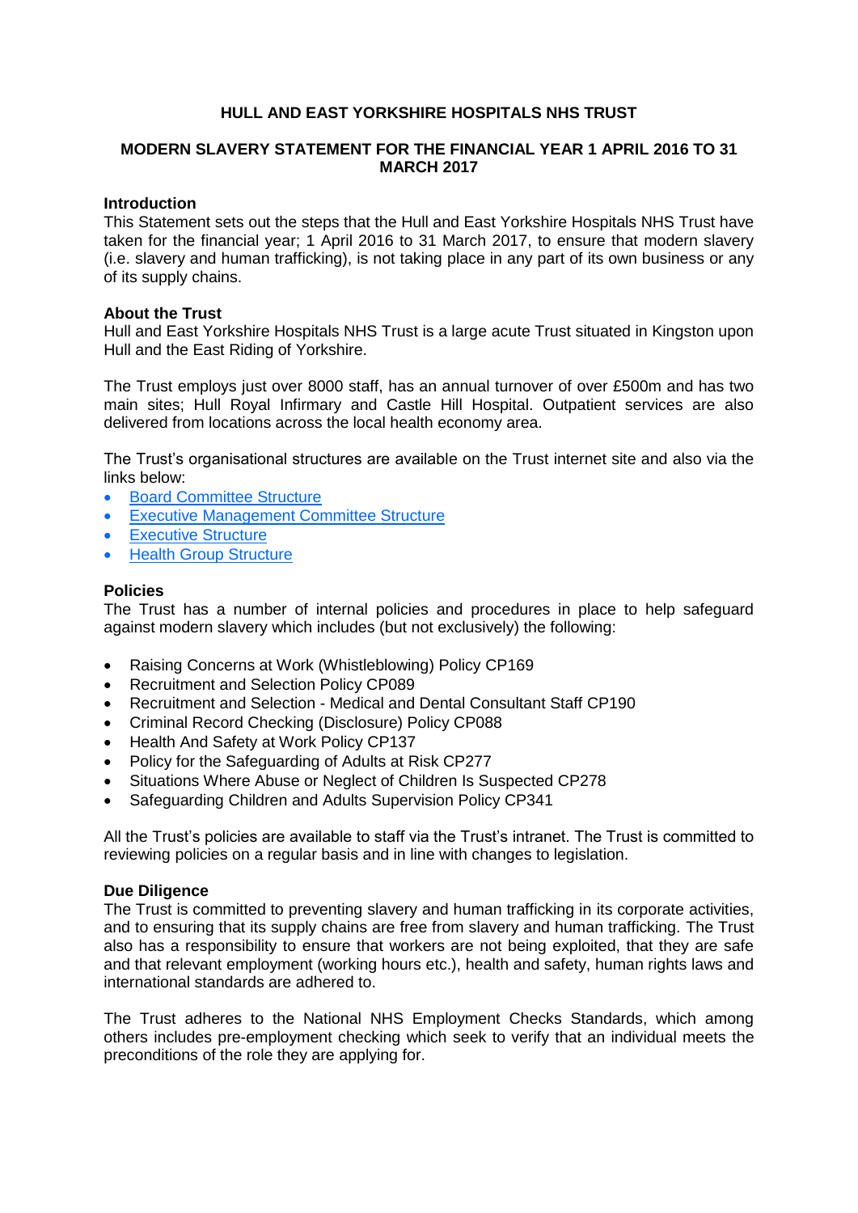# HULL AND EAST YORKSHIRE HOSPITALS NHS TRUST

## MODERN SLAVERY STATEMENT FOR THE FINANCIAL YEAR 1 APRIL 2016 TO 31 MARCH 2017

**Introduction**

This Statement sets out the steps that the Hull and East Yorkshire Hospitals NHS Trust have taken for the financial year; 1 April 2016 to 31 March 2017, to ensure that modern slavery (i.e. slavery and human trafficking), is not taking place in any part of its own business or any of its supply chains.

**About the Trust**

Hull and East Yorkshire Hospitals NHS Trust is a large acute Trust situated in Kingston upon Hull and the East Riding of Yorkshire.

The Trust employs just over 8000 staff, has an annual turnover of over £500m and has two main sites; Hull Royal Infirmary and Castle Hill Hospital. Outpatient services are also delivered from locations across the local health economy area.

The Trust's organisational structures are available on the Trust internet site and also via the links below:

- Board Committee Structure
- Executive Management Committee Structure
- Executive Structure
- Health Group Structure

**Policies**

The Trust has a number of internal policies and procedures in place to help safeguard against modern slavery which includes (but not exclusively) the following:

- Raising Concerns at Work (Whistleblowing) Policy CP169
- Recruitment and Selection Policy CP089
- Recruitment and Selection - Medical and Dental Consultant Staff CP190
- Criminal Record Checking (Disclosure) Policy CP088
- Health And Safety at Work Policy CP137
- Policy for the Safeguarding of Adults at Risk CP277
- Situations Where Abuse or Neglect of Children Is Suspected CP278
- Safeguarding Children and Adults Supervision Policy CP341

All the Trust's policies are available to staff via the Trust's intranet. The Trust is committed to reviewing policies on a regular basis and in line with changes to legislation.

**Due Diligence**

The Trust is committed to preventing slavery and human trafficking in its corporate activities, and to ensuring that its supply chains are free from slavery and human trafficking. The Trust also has a responsibility to ensure that workers are not being exploited, that they are safe and that relevant employment (working hours etc.), health and safety, human rights laws and international standards are adhered to.

The Trust adheres to the National NHS Employment Checks Standards, which among others includes pre-employment checking which seek to verify that an individual meets the preconditions of the role they are applying for.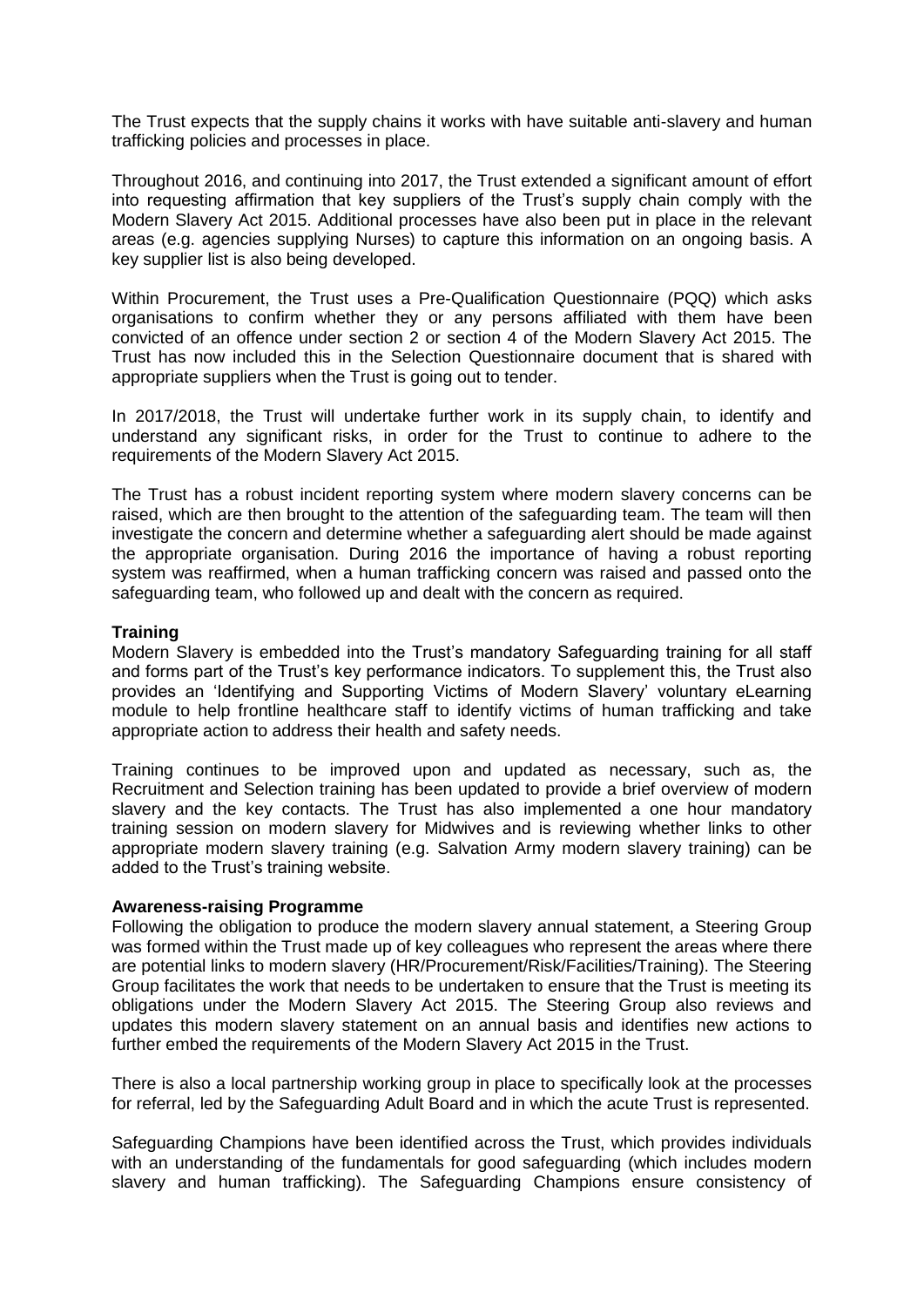The Trust expects that the supply chains it works with have suitable anti-slavery and human trafficking policies and processes in place.

Throughout 2016, and continuing into 2017, the Trust extended a significant amount of effort into requesting affirmation that key suppliers of the Trust's supply chain comply with the Modern Slavery Act 2015. Additional processes have also been put in place in the relevant areas (e.g. agencies supplying Nurses) to capture this information on an ongoing basis. A key supplier list is also being developed.

Within Procurement, the Trust uses a Pre-Qualification Questionnaire (PQQ) which asks organisations to confirm whether they or any persons affiliated with them have been convicted of an offence under section 2 or section 4 of the Modern Slavery Act 2015. The Trust has now included this in the Selection Questionnaire document that is shared with appropriate suppliers when the Trust is going out to tender.

In 2017/2018, the Trust will undertake further work in its supply chain, to identify and understand any significant risks, in order for the Trust to continue to adhere to the requirements of the Modern Slavery Act 2015.

The Trust has a robust incident reporting system where modern slavery concerns can be raised, which are then brought to the attention of the safeguarding team. The team will then investigate the concern and determine whether a safeguarding alert should be made against the appropriate organisation. During 2016 the importance of having a robust reporting system was reaffirmed, when a human trafficking concern was raised and passed onto the safeguarding team, who followed up and dealt with the concern as required.

**Training**

Modern Slavery is embedded into the Trust's mandatory Safeguarding training for all staff and forms part of the Trust's key performance indicators. To supplement this, the Trust also provides an 'Identifying and Supporting Victims of Modern Slavery' voluntary eLearning module to help frontline healthcare staff to identify victims of human trafficking and take appropriate action to address their health and safety needs.

Training continues to be improved upon and updated as necessary, such as, the Recruitment and Selection training has been updated to provide a brief overview of modern slavery and the key contacts. The Trust has also implemented a one hour mandatory training session on modern slavery for Midwives and is reviewing whether links to other appropriate modern slavery training (e.g. Salvation Army modern slavery training) can be added to the Trust's training website.

**Awareness-raising Programme**

Following the obligation to produce the modern slavery annual statement, a Steering Group was formed within the Trust made up of key colleagues who represent the areas where there are potential links to modern slavery (HR/Procurement/Risk/Facilities/Training). The Steering Group facilitates the work that needs to be undertaken to ensure that the Trust is meeting its obligations under the Modern Slavery Act 2015. The Steering Group also reviews and updates this modern slavery statement on an annual basis and identifies new actions to further embed the requirements of the Modern Slavery Act 2015 in the Trust.

There is also a local partnership working group in place to specifically look at the processes for referral, led by the Safeguarding Adult Board and in which the acute Trust is represented.

Safeguarding Champions have been identified across the Trust, which provides individuals with an understanding of the fundamentals for good safeguarding (which includes modern slavery and human trafficking). The Safeguarding Champions ensure consistency of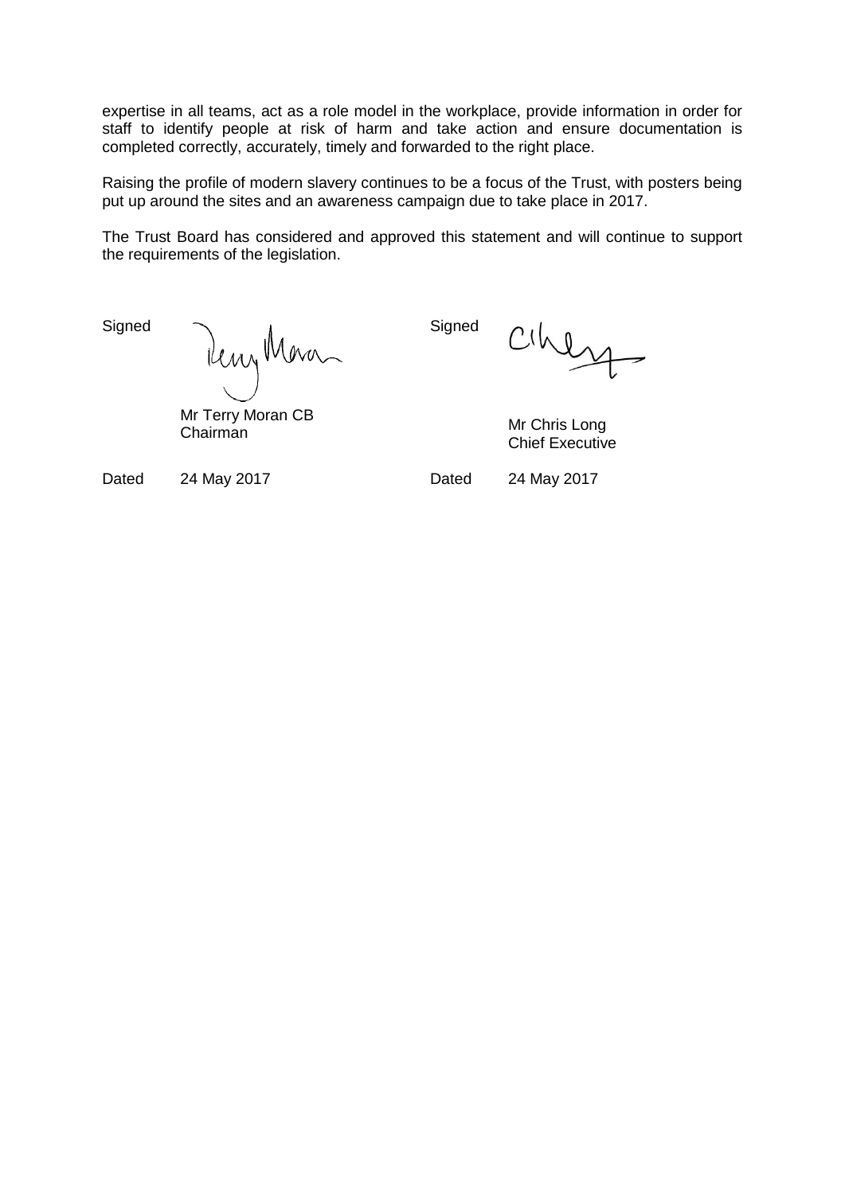expertise in all teams, act as a role model in the workplace, provide information in order for staff to identify people at risk of harm and take action and ensure documentation is completed correctly, accurately, timely and forwarded to the right place.

Raising the profile of modern slavery continues to be a focus of the Trust, with posters being put up around the sites and an awareness campaign due to take place in 2017.

The Trust Board has considered and approved this statement and will continue to support the requirements of the legislation.

| | | | |
|---|---|---|---|
| Signed | Mr Terry Moran CB<br>Chairman | Signed | Mr Chris Long<br>Chief Executive |
| Dated | 24 May 2017 | Dated | 24 May 2017 |